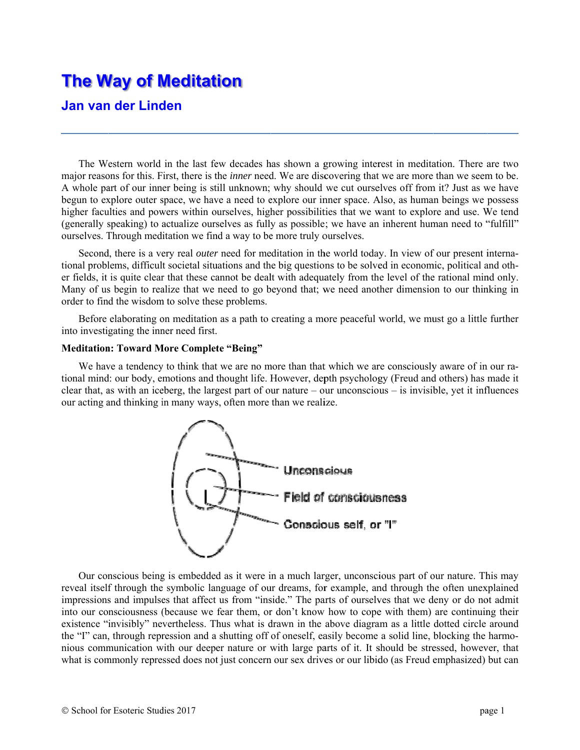# The Way of Meditation

## Jan van der Linden

---

The Western world in the last few decades has shown a growing interest in meditation. There are two major reasons for this. First, there is the *inner* need. We are discovering that we are more than we seem to be. A whole part of our inner being is still unknown; why should we cut ourselves off from it? Just as we have begun to explore outer space, we have a need to explore our inner space. Also, as human beings we possess higher faculties and powers within ourselves, higher possibilities that we want to explore and use. We tend (generally speaking) to actualize ourselves as fully as possible; we have an inherent human need to "fulfill" ourselves. Through meditation we find a way to be more truly ourselves.

Second, there is a very real *outer* need for meditation in the world today. In view of our present international problems, difficult societal situations and the big questions to be solved in economic, political and other fields, it is quite clear that these cannot be dealt with adequately from the level of the rational mind only. Many of us begin to realize that we need to go beyond that; we need another dimension to our thinking in order to find the wisdom to solve these problems.

Before elaborating on meditation as a path to creating a more peaceful world, we must go a little further into investigating the inner need first.

**Meditation: Toward More Complete "Being"**

We have a tendency to think that we are no more than that which we are consciously aware of in our rational mind: our body, emotions and thought life. However, depth psychology (Freud and others) has made it clear that, as with an iceberg, the largest part of our nature – our unconscious – is invisible, yet it influences our acting and thinking in many ways, often more than we realize.

Unconscious

Field of consciousness

Conscious self, or "I"

Our conscious being is embedded as it were in a much larger, unconscious part of our nature. This may reveal itself through the symbolic language of our dreams, for example, and through the often unexplained impressions and impulses that affect us from "inside." The parts of ourselves that we deny or do not admit into our consciousness (because we fear them, or don't know how to cope with them) are continuing their existence "invisibly" nevertheless. Thus what is drawn in the above diagram as a little dotted circle around the "I" can, through repression and a shutting off of oneself, easily become a solid line, blocking the harmonious communication with our deeper nature or with large parts of it. It should be stressed, however, that what is commonly repressed does not just concern our sex drives or our libido (as Freud emphasized) but can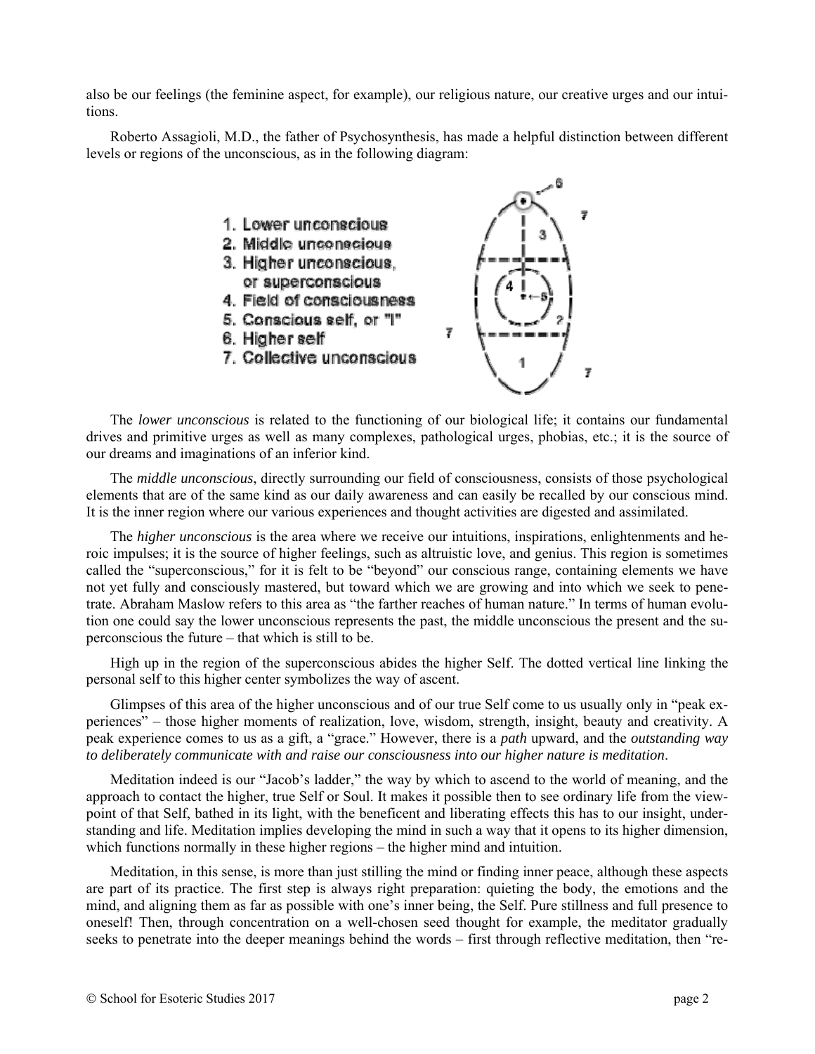also be our feelings (the feminine aspect, for example), our religious nature, our creative urges and our intuitions.

Roberto Assagioli, M.D., the father of Psychosynthesis, has made a helpful distinction between different levels or regions of the unconscious, as in the following diagram:

1. Lower unconscious
2. Middle unconscious
3. Higher unconscious, or superconscious
4. Field of consciousness
5. Conscious self, or "I"
6. Higher self
7. Collective unconscious

The *lower unconscious* is related to the functioning of our biological life; it contains our fundamental drives and primitive urges as well as many complexes, pathological urges, phobias, etc.; it is the source of our dreams and imaginations of an inferior kind.

The *middle unconscious*, directly surrounding our field of consciousness, consists of those psychological elements that are of the same kind as our daily awareness and can easily be recalled by our conscious mind. It is the inner region where our various experiences and thought activities are digested and assimilated.

The *higher unconscious* is the area where we receive our intuitions, inspirations, enlightenments and heroic impulses; it is the source of higher feelings, such as altruistic love, and genius. This region is sometimes called the "superconscious," for it is felt to be "beyond" our conscious range, containing elements we have not yet fully and consciously mastered, but toward which we are growing and into which we seek to penetrate. Abraham Maslow refers to this area as "the farther reaches of human nature." In terms of human evolution one could say the lower unconscious represents the past, the middle unconscious the present and the superconscious the future – that which is still to be.

High up in the region of the superconscious abides the higher Self. The dotted vertical line linking the personal self to this higher center symbolizes the way of ascent.

Glimpses of this area of the higher unconscious and of our true Self come to us usually only in "peak experiences" – those higher moments of realization, love, wisdom, strength, insight, beauty and creativity. A peak experience comes to us as a gift, a "grace." However, there is a *path* upward, and the *outstanding way to deliberately communicate with and raise our consciousness into our higher nature is meditation*.

Meditation indeed is our "Jacob's ladder," the way by which to ascend to the world of meaning, and the approach to contact the higher, true Self or Soul. It makes it possible then to see ordinary life from the viewpoint of that Self, bathed in its light, with the beneficent and liberating effects this has to our insight, understanding and life. Meditation implies developing the mind in such a way that it opens to its higher dimension, which functions normally in these higher regions – the higher mind and intuition.

Meditation, in this sense, is more than just stilling the mind or finding inner peace, although these aspects are part of its practice. The first step is always right preparation: quieting the body, the emotions and the mind, and aligning them as far as possible with one's inner being, the Self. Pure stillness and full presence to oneself! Then, through concentration on a well-chosen seed thought for example, the meditator gradually seeks to penetrate into the deeper meanings behind the words – first through reflective meditation, then "re-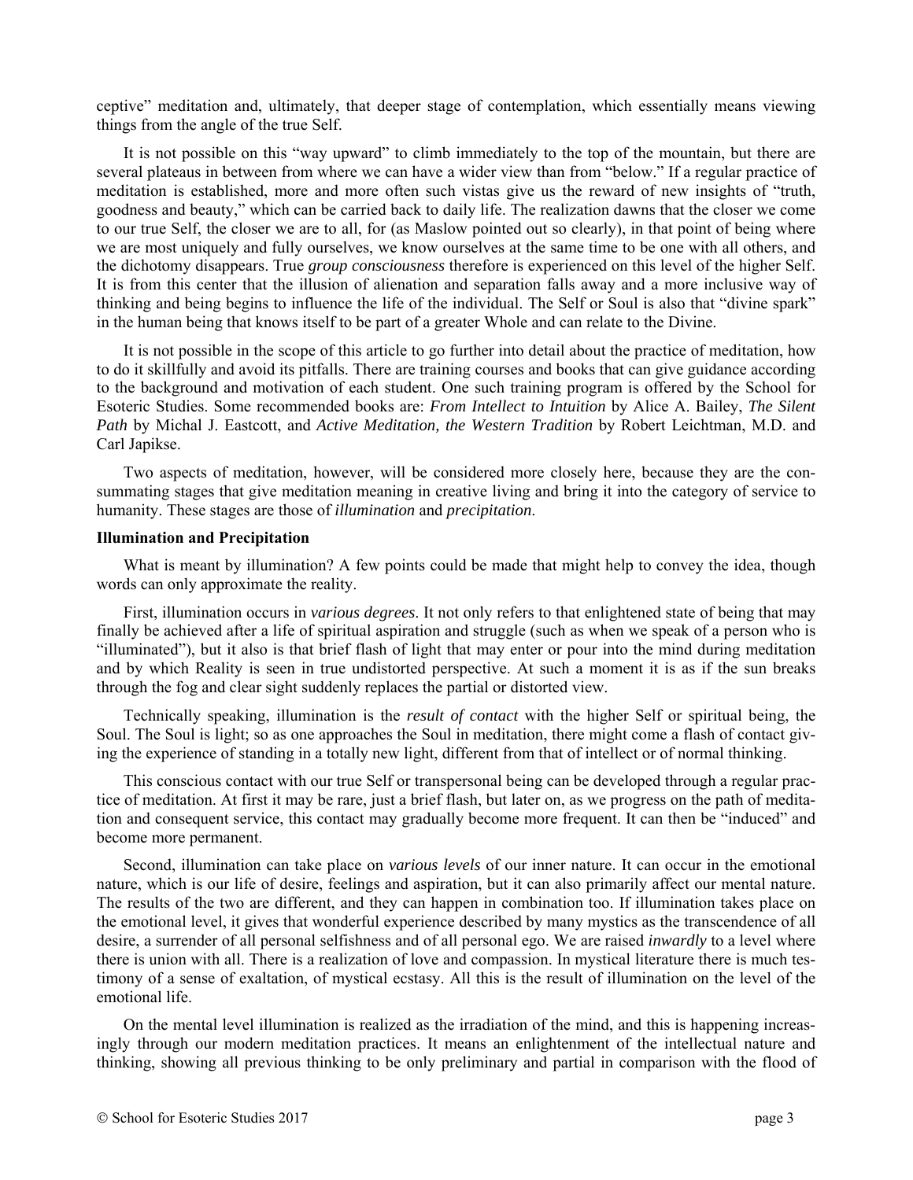ceptive" meditation and, ultimately, that deeper stage of contemplation, which essentially means viewing things from the angle of the true Self.

It is not possible on this "way upward" to climb immediately to the top of the mountain, but there are several plateaus in between from where we can have a wider view than from "below." If a regular practice of meditation is established, more and more often such vistas give us the reward of new insights of "truth, goodness and beauty," which can be carried back to daily life. The realization dawns that the closer we come to our true Self, the closer we are to all, for (as Maslow pointed out so clearly), in that point of being where we are most uniquely and fully ourselves, we know ourselves at the same time to be one with all others, and the dichotomy disappears. True *group consciousness* therefore is experienced on this level of the higher Self. It is from this center that the illusion of alienation and separation falls away and a more inclusive way of thinking and being begins to influence the life of the individual. The Self or Soul is also that "divine spark" in the human being that knows itself to be part of a greater Whole and can relate to the Divine.

It is not possible in the scope of this article to go further into detail about the practice of meditation, how to do it skillfully and avoid its pitfalls. There are training courses and books that can give guidance according to the background and motivation of each student. One such training program is offered by the School for Esoteric Studies. Some recommended books are: *From Intellect to Intuition* by Alice A. Bailey, *The Silent Path* by Michal J. Eastcott, and *Active Meditation, the Western Tradition* by Robert Leichtman, M.D. and Carl Japikse.

Two aspects of meditation, however, will be considered more closely here, because they are the consummating stages that give meditation meaning in creative living and bring it into the category of service to humanity. These stages are those of *illumination* and *precipitation*.

**Illumination and Precipitation**

What is meant by illumination? A few points could be made that might help to convey the idea, though words can only approximate the reality.

First, illumination occurs in *various degrees*. It not only refers to that enlightened state of being that may finally be achieved after a life of spiritual aspiration and struggle (such as when we speak of a person who is "illuminated"), but it also is that brief flash of light that may enter or pour into the mind during meditation and by which Reality is seen in true undistorted perspective. At such a moment it is as if the sun breaks through the fog and clear sight suddenly replaces the partial or distorted view.

Technically speaking, illumination is the *result of contact* with the higher Self or spiritual being, the Soul. The Soul is light; so as one approaches the Soul in meditation, there might come a flash of contact giving the experience of standing in a totally new light, different from that of intellect or of normal thinking.

This conscious contact with our true Self or transpersonal being can be developed through a regular practice of meditation. At first it may be rare, just a brief flash, but later on, as we progress on the path of meditation and consequent service, this contact may gradually become more frequent. It can then be "induced" and become more permanent.

Second, illumination can take place on *various levels* of our inner nature. It can occur in the emotional nature, which is our life of desire, feelings and aspiration, but it can also primarily affect our mental nature. The results of the two are different, and they can happen in combination too. If illumination takes place on the emotional level, it gives that wonderful experience described by many mystics as the transcendence of all desire, a surrender of all personal selfishness and of all personal ego. We are raised *inwardly* to a level where there is union with all. There is a realization of love and compassion. In mystical literature there is much testimony of a sense of exaltation, of mystical ecstasy. All this is the result of illumination on the level of the emotional life.

On the mental level illumination is realized as the irradiation of the mind, and this is happening increasingly through our modern meditation practices. It means an enlightenment of the intellectual nature and thinking, showing all previous thinking to be only preliminary and partial in comparison with the flood of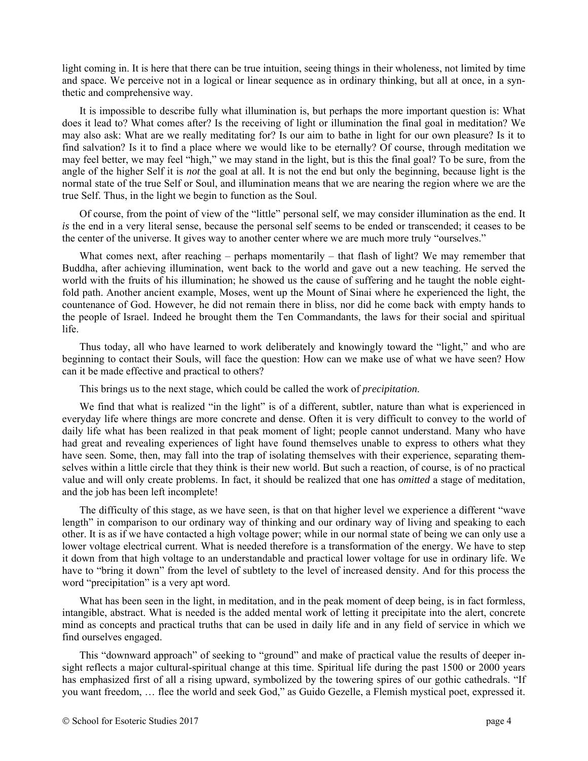light coming in. It is here that there can be true intuition, seeing things in their wholeness, not limited by time and space. We perceive not in a logical or linear sequence as in ordinary thinking, but all at once, in a synthetic and comprehensive way.

It is impossible to describe fully what illumination is, but perhaps the more important question is: What does it lead to? What comes after? Is the receiving of light or illumination the final goal in meditation? We may also ask: What are we really meditating for? Is our aim to bathe in light for our own pleasure? Is it to find salvation? Is it to find a place where we would like to be eternally? Of course, through meditation we may feel better, we may feel "high," we may stand in the light, but is this the final goal? To be sure, from the angle of the higher Self it is *not* the goal at all. It is not the end but only the beginning, because light is the normal state of the true Self or Soul, and illumination means that we are nearing the region where we are the true Self. Thus, in the light we begin to function as the Soul.

Of course, from the point of view of the "little" personal self, we may consider illumination as the end. It *is* the end in a very literal sense, because the personal self seems to be ended or transcended; it ceases to be the center of the universe. It gives way to another center where we are much more truly "ourselves."

What comes next, after reaching – perhaps momentarily – that flash of light? We may remember that Buddha, after achieving illumination, went back to the world and gave out a new teaching. He served the world with the fruits of his illumination; he showed us the cause of suffering and he taught the noble eightfold path. Another ancient example, Moses, went up the Mount of Sinai where he experienced the light, the countenance of God. However, he did not remain there in bliss, nor did he come back with empty hands to the people of Israel. Indeed he brought them the Ten Commandants, the laws for their social and spiritual life.

Thus today, all who have learned to work deliberately and knowingly toward the "light," and who are beginning to contact their Souls, will face the question: How can we make use of what we have seen? How can it be made effective and practical to others?

This brings us to the next stage, which could be called the work of *precipitation*.

We find that what is realized "in the light" is of a different, subtler, nature than what is experienced in everyday life where things are more concrete and dense. Often it is very difficult to convey to the world of daily life what has been realized in that peak moment of light; people cannot understand. Many who have had great and revealing experiences of light have found themselves unable to express to others what they have seen. Some, then, may fall into the trap of isolating themselves with their experience, separating themselves within a little circle that they think is their new world. But such a reaction, of course, is of no practical value and will only create problems. In fact, it should be realized that one has *omitted* a stage of meditation, and the job has been left incomplete!

The difficulty of this stage, as we have seen, is that on that higher level we experience a different "wave length" in comparison to our ordinary way of thinking and our ordinary way of living and speaking to each other. It is as if we have contacted a high voltage power; while in our normal state of being we can only use a lower voltage electrical current. What is needed therefore is a transformation of the energy. We have to step it down from that high voltage to an understandable and practical lower voltage for use in ordinary life. We have to "bring it down" from the level of subtlety to the level of increased density. And for this process the word "precipitation" is a very apt word.

What has been seen in the light, in meditation, and in the peak moment of deep being, is in fact formless, intangible, abstract. What is needed is the added mental work of letting it precipitate into the alert, concrete mind as concepts and practical truths that can be used in daily life and in any field of service in which we find ourselves engaged.

This "downward approach" of seeking to "ground" and make of practical value the results of deeper insight reflects a major cultural-spiritual change at this time. Spiritual life during the past 1500 or 2000 years has emphasized first of all a rising upward, symbolized by the towering spires of our gothic cathedrals. "If you want freedom, … flee the world and seek God," as Guido Gezelle, a Flemish mystical poet, expressed it.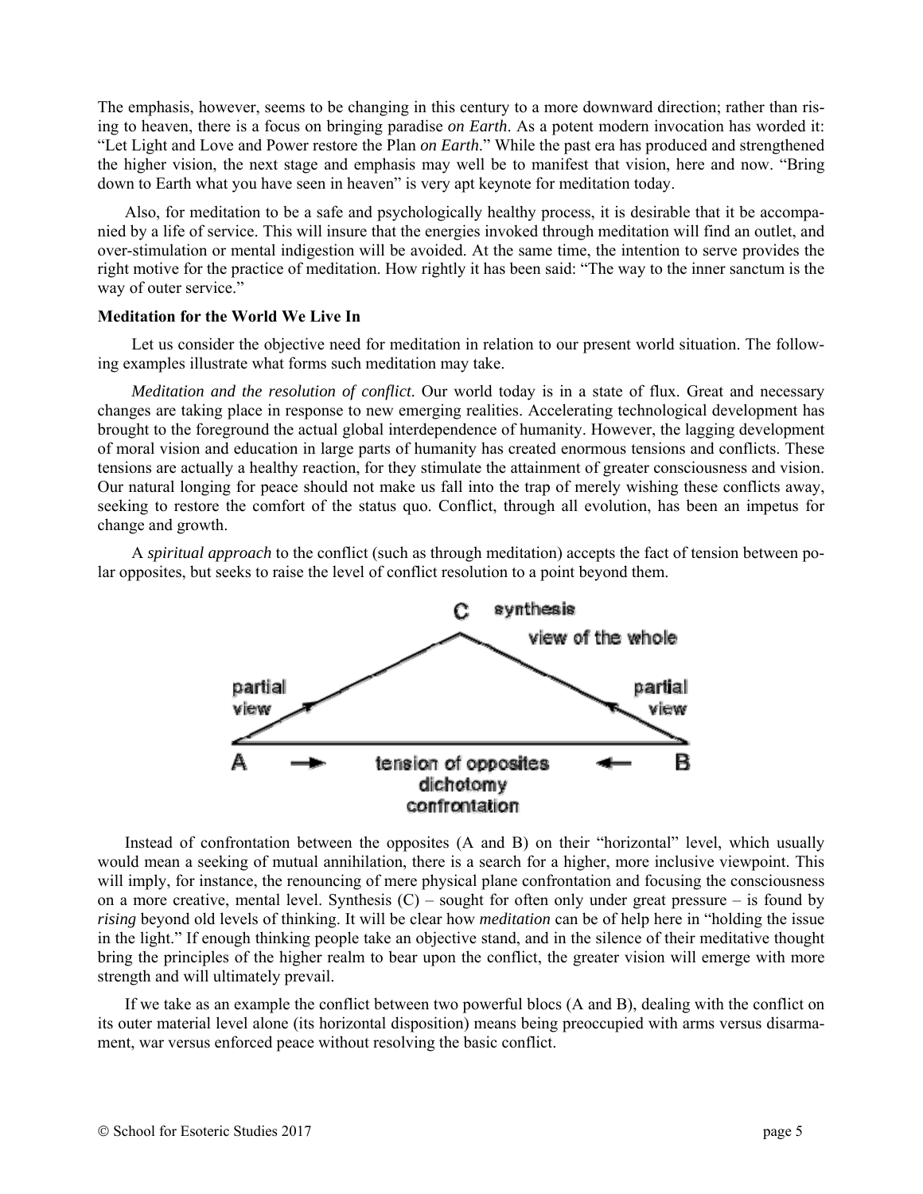The emphasis, however, seems to be changing in this century to a more downward direction; rather than rising to heaven, there is a focus on bringing paradise *on Earth*. As a potent modern invocation has worded it: "Let Light and Love and Power restore the Plan *on Earth*." While the past era has produced and strengthened the higher vision, the next stage and emphasis may well be to manifest that vision, here and now. "Bring down to Earth what you have seen in heaven" is very apt keynote for meditation today.

Also, for meditation to be a safe and psychologically healthy process, it is desirable that it be accompanied by a life of service. This will insure that the energies invoked through meditation will find an outlet, and over-stimulation or mental indigestion will be avoided. At the same time, the intention to serve provides the right motive for the practice of meditation. How rightly it has been said: "The way to the inner sanctum is the way of outer service."

**Meditation for the World We Live In**

Let us consider the objective need for meditation in relation to our present world situation. The following examples illustrate what forms such meditation may take.

*Meditation and the resolution of conflict.* Our world today is in a state of flux. Great and necessary changes are taking place in response to new emerging realities. Accelerating technological development has brought to the foreground the actual global interdependence of humanity. However, the lagging development of moral vision and education in large parts of humanity has created enormous tensions and conflicts. These tensions are actually a healthy reaction, for they stimulate the attainment of greater consciousness and vision. Our natural longing for peace should not make us fall into the trap of merely wishing these conflicts away, seeking to restore the comfort of the status quo. Conflict, through all evolution, has been an impetus for change and growth.

A *spiritual approach* to the conflict (such as through meditation) accepts the fact of tension between polar opposites, but seeks to raise the level of conflict resolution to a point beyond them.

C synthesis
view of the whole

partial view — A → tension of opposites / dichotomy / confrontation ← B — partial view

Instead of confrontation between the opposites (A and B) on their "horizontal" level, which usually would mean a seeking of mutual annihilation, there is a search for a higher, more inclusive viewpoint. This will imply, for instance, the renouncing of mere physical plane confrontation and focusing the consciousness on a more creative, mental level. Synthesis (C) – sought for often only under great pressure – is found by *rising* beyond old levels of thinking. It will be clear how *meditation* can be of help here in "holding the issue in the light." If enough thinking people take an objective stand, and in the silence of their meditative thought bring the principles of the higher realm to bear upon the conflict, the greater vision will emerge with more strength and will ultimately prevail.

If we take as an example the conflict between two powerful blocs (A and B), dealing with the conflict on its outer material level alone (its horizontal disposition) means being preoccupied with arms versus disarmament, war versus enforced peace without resolving the basic conflict.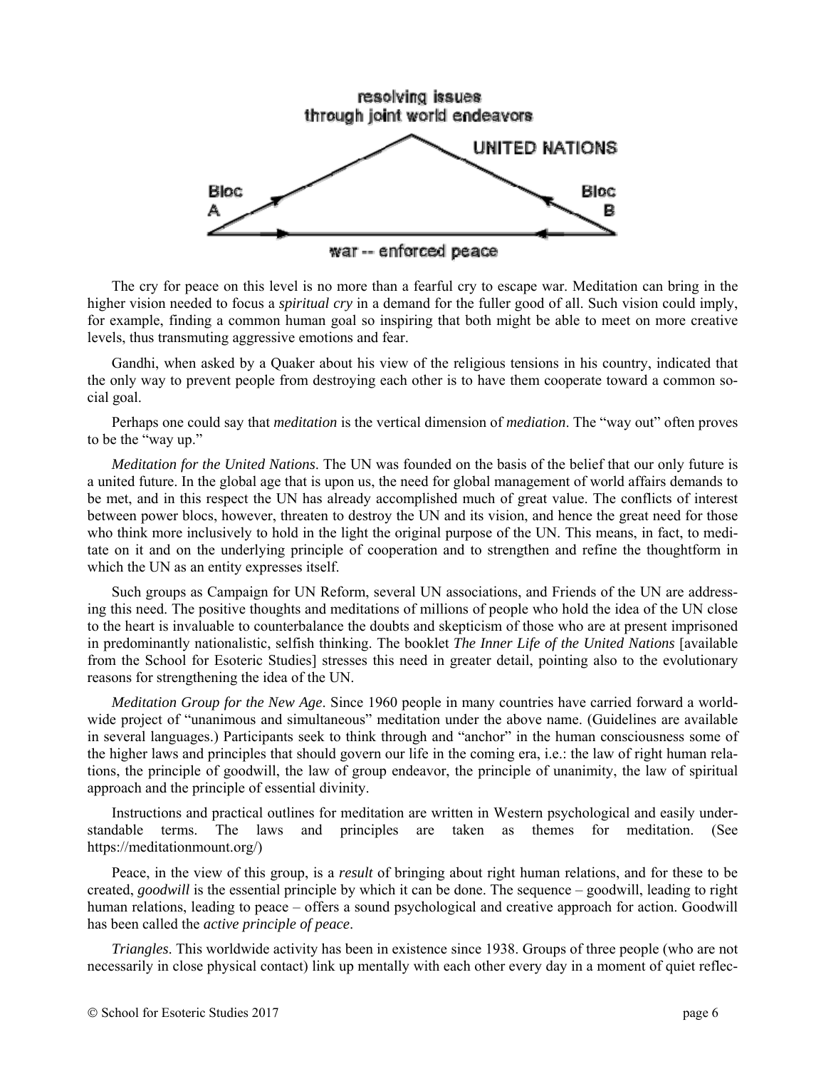resolving issues
through joint world endeavors

UNITED NATIONS

Bloc A

Bloc B

war -- enforced peace

The cry for peace on this level is no more than a fearful cry to escape war. Meditation can bring in the higher vision needed to focus a *spiritual cry* in a demand for the fuller good of all. Such vision could imply, for example, finding a common human goal so inspiring that both might be able to meet on more creative levels, thus transmuting aggressive emotions and fear.

Gandhi, when asked by a Quaker about his view of the religious tensions in his country, indicated that the only way to prevent people from destroying each other is to have them cooperate toward a common social goal.

Perhaps one could say that *meditation* is the vertical dimension of *mediation*. The "way out" often proves to be the "way up."

*Meditation for the United Nations*. The UN was founded on the basis of the belief that our only future is a united future. In the global age that is upon us, the need for global management of world affairs demands to be met, and in this respect the UN has already accomplished much of great value. The conflicts of interest between power blocs, however, threaten to destroy the UN and its vision, and hence the great need for those who think more inclusively to hold in the light the original purpose of the UN. This means, in fact, to meditate on it and on the underlying principle of cooperation and to strengthen and refine the thoughtform in which the UN as an entity expresses itself.

Such groups as Campaign for UN Reform, several UN associations, and Friends of the UN are addressing this need. The positive thoughts and meditations of millions of people who hold the idea of the UN close to the heart is invaluable to counterbalance the doubts and skepticism of those who are at present imprisoned in predominantly nationalistic, selfish thinking. The booklet *The Inner Life of the United Nations* [available from the School for Esoteric Studies] stresses this need in greater detail, pointing also to the evolutionary reasons for strengthening the idea of the UN.

*Meditation Group for the New Age*. Since 1960 people in many countries have carried forward a worldwide project of "unanimous and simultaneous" meditation under the above name. (Guidelines are available in several languages.) Participants seek to think through and "anchor" in the human consciousness some of the higher laws and principles that should govern our life in the coming era, i.e.: the law of right human relations, the principle of goodwill, the law of group endeavor, the principle of unanimity, the law of spiritual approach and the principle of essential divinity.

Instructions and practical outlines for meditation are written in Western psychological and easily understandable terms. The laws and principles are taken as themes for meditation. (See https://meditationmount.org/)

Peace, in the view of this group, is a *result* of bringing about right human relations, and for these to be created, *goodwill* is the essential principle by which it can be done. The sequence – goodwill, leading to right human relations, leading to peace – offers a sound psychological and creative approach for action. Goodwill has been called the *active principle of peace*.

*Triangles*. This worldwide activity has been in existence since 1938. Groups of three people (who are not necessarily in close physical contact) link up mentally with each other every day in a moment of quiet reflec-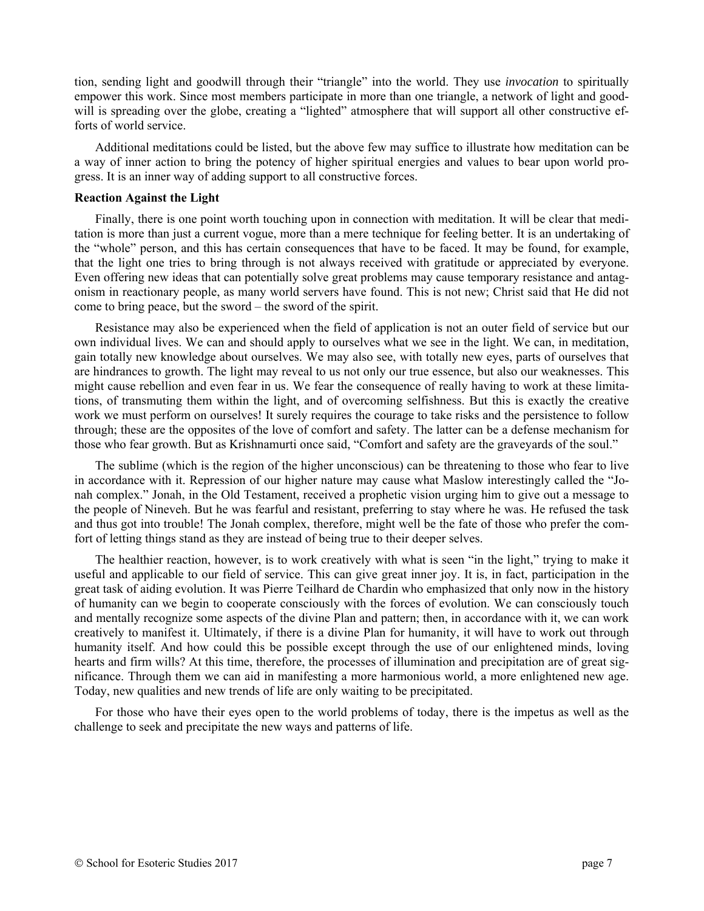tion, sending light and goodwill through their "triangle" into the world. They use *invocation* to spiritually empower this work. Since most members participate in more than one triangle, a network of light and goodwill is spreading over the globe, creating a "lighted" atmosphere that will support all other constructive efforts of world service.

Additional meditations could be listed, but the above few may suffice to illustrate how meditation can be a way of inner action to bring the potency of higher spiritual energies and values to bear upon world progress. It is an inner way of adding support to all constructive forces.

**Reaction Against the Light**

Finally, there is one point worth touching upon in connection with meditation. It will be clear that meditation is more than just a current vogue, more than a mere technique for feeling better. It is an undertaking of the "whole" person, and this has certain consequences that have to be faced. It may be found, for example, that the light one tries to bring through is not always received with gratitude or appreciated by everyone. Even offering new ideas that can potentially solve great problems may cause temporary resistance and antagonism in reactionary people, as many world servers have found. This is not new; Christ said that He did not come to bring peace, but the sword – the sword of the spirit.

Resistance may also be experienced when the field of application is not an outer field of service but our own individual lives. We can and should apply to ourselves what we see in the light. We can, in meditation, gain totally new knowledge about ourselves. We may also see, with totally new eyes, parts of ourselves that are hindrances to growth. The light may reveal to us not only our true essence, but also our weaknesses. This might cause rebellion and even fear in us. We fear the consequence of really having to work at these limitations, of transmuting them within the light, and of overcoming selfishness. But this is exactly the creative work we must perform on ourselves! It surely requires the courage to take risks and the persistence to follow through; these are the opposites of the love of comfort and safety. The latter can be a defense mechanism for those who fear growth. But as Krishnamurti once said, "Comfort and safety are the graveyards of the soul."

The sublime (which is the region of the higher unconscious) can be threatening to those who fear to live in accordance with it. Repression of our higher nature may cause what Maslow interestingly called the "Jonah complex." Jonah, in the Old Testament, received a prophetic vision urging him to give out a message to the people of Nineveh. But he was fearful and resistant, preferring to stay where he was. He refused the task and thus got into trouble! The Jonah complex, therefore, might well be the fate of those who prefer the comfort of letting things stand as they are instead of being true to their deeper selves.

The healthier reaction, however, is to work creatively with what is seen "in the light," trying to make it useful and applicable to our field of service. This can give great inner joy. It is, in fact, participation in the great task of aiding evolution. It was Pierre Teilhard de Chardin who emphasized that only now in the history of humanity can we begin to cooperate consciously with the forces of evolution. We can consciously touch and mentally recognize some aspects of the divine Plan and pattern; then, in accordance with it, we can work creatively to manifest it. Ultimately, if there is a divine Plan for humanity, it will have to work out through humanity itself. And how could this be possible except through the use of our enlightened minds, loving hearts and firm wills? At this time, therefore, the processes of illumination and precipitation are of great significance. Through them we can aid in manifesting a more harmonious world, a more enlightened new age. Today, new qualities and new trends of life are only waiting to be precipitated.

For those who have their eyes open to the world problems of today, there is the impetus as well as the challenge to seek and precipitate the new ways and patterns of life.